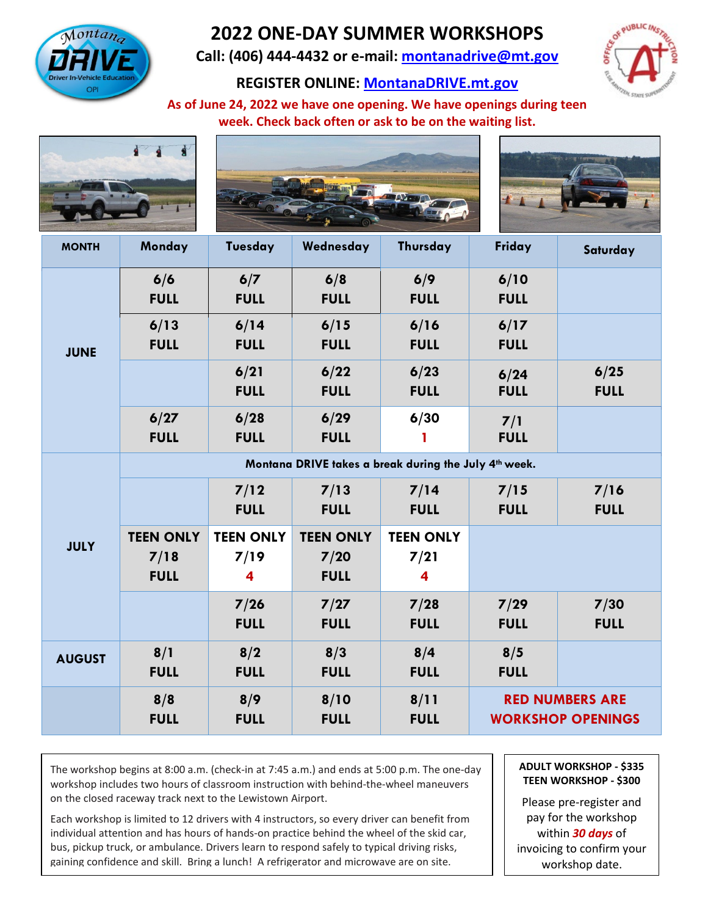# 2022 ONE-DAY SUMMER WORKSHOPS

**Call: (406) 444-4432 or e-mail: montanadrive@mt.gov**

**REGISTER ONLINE: MontanaDRIVE.mt.gov**

**As of June 24, 2022 we have one opening. We have openings during teen week. Check back often or ask to be on the waiting list.**

| MONTH | Monday | Tuesday | Wednesday | Thursday | Friday | Saturday |
|---|---|---|---|---|---|---|
| JUNE | 6/6 FULL | 6/7 FULL | 6/8 FULL | 6/9 FULL | 6/10 FULL | |
| | 6/13 FULL | 6/14 FULL | 6/15 FULL | 6/16 FULL | 6/17 FULL | |
| | | 6/21 FULL | 6/22 FULL | 6/23 FULL | 6/24 FULL | 6/25 FULL |
| | 6/27 FULL | 6/28 FULL | 6/29 FULL | 6/30 1 | 7/1 FULL | |
| JULY | Montana DRIVE takes a break during the July 4th week. | | | | | |
| | | 7/12 FULL | 7/13 FULL | 7/14 FULL | 7/15 FULL | 7/16 FULL |
| | TEEN ONLY 7/18 FULL | TEEN ONLY 7/19 4 | TEEN ONLY 7/20 FULL | TEEN ONLY 7/21 4 | | |
| | | 7/26 FULL | 7/27 FULL | 7/28 FULL | 7/29 FULL | 7/30 FULL |
| AUGUST | 8/1 FULL | 8/2 FULL | 8/3 FULL | 8/4 FULL | 8/5 FULL | |
| | 8/8 FULL | 8/9 FULL | 8/10 FULL | 8/11 FULL | RED NUMBERS ARE WORKSHOP OPENINGS | |

The workshop begins at 8:00 a.m. (check-in at 7:45 a.m.) and ends at 5:00 p.m. The one-day workshop includes two hours of classroom instruction with behind-the-wheel maneuvers on the closed raceway track next to the Lewistown Airport.

Each workshop is limited to 12 drivers with 4 instructors, so every driver can benefit from individual attention and has hours of hands-on practice behind the wheel of the skid car, bus, pickup truck, or ambulance. Drivers learn to respond safely to typical driving risks, gaining confidence and skill. Bring a lunch! A refrigerator and microwave are on site.

**ADULT WORKSHOP - $335**
**TEEN WORKSHOP - $300**

Please pre-register and pay for the workshop within ***30 days*** of invoicing to confirm your workshop date.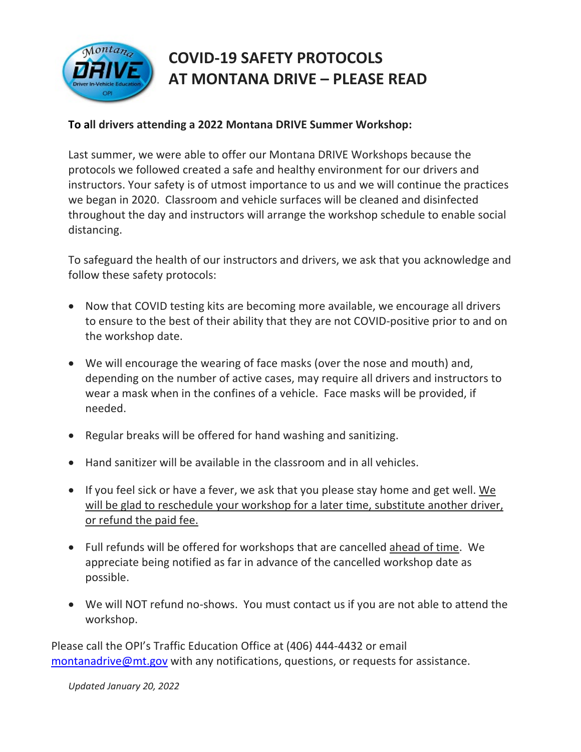# COVID-19 SAFETY PROTOCOLS AT MONTANA DRIVE – PLEASE READ

**To all drivers attending a 2022 Montana DRIVE Summer Workshop:**

Last summer, we were able to offer our Montana DRIVE Workshops because the protocols we followed created a safe and healthy environment for our drivers and instructors. Your safety is of utmost importance to us and we will continue the practices we began in 2020. Classroom and vehicle surfaces will be cleaned and disinfected throughout the day and instructors will arrange the workshop schedule to enable social distancing.

To safeguard the health of our instructors and drivers, we ask that you acknowledge and follow these safety protocols:

- Now that COVID testing kits are becoming more available, we encourage all drivers to ensure to the best of their ability that they are not COVID-positive prior to and on the workshop date.
- We will encourage the wearing of face masks (over the nose and mouth) and, depending on the number of active cases, may require all drivers and instructors to wear a mask when in the confines of a vehicle. Face masks will be provided, if needed.
- Regular breaks will be offered for hand washing and sanitizing.
- Hand sanitizer will be available in the classroom and in all vehicles.
- If you feel sick or have a fever, we ask that you please stay home and get well. <u>We will be glad to reschedule your workshop for a later time, substitute another driver, or refund the paid fee.</u>
- Full refunds will be offered for workshops that are cancelled <u>ahead of time</u>. We appreciate being notified as far in advance of the cancelled workshop date as possible.
- We will NOT refund no-shows. You must contact us if you are not able to attend the workshop.

Please call the OPI's Traffic Education Office at (406) 444-4432 or email montanadrive@mt.gov with any notifications, questions, or requests for assistance.

*Updated January 20, 2022*